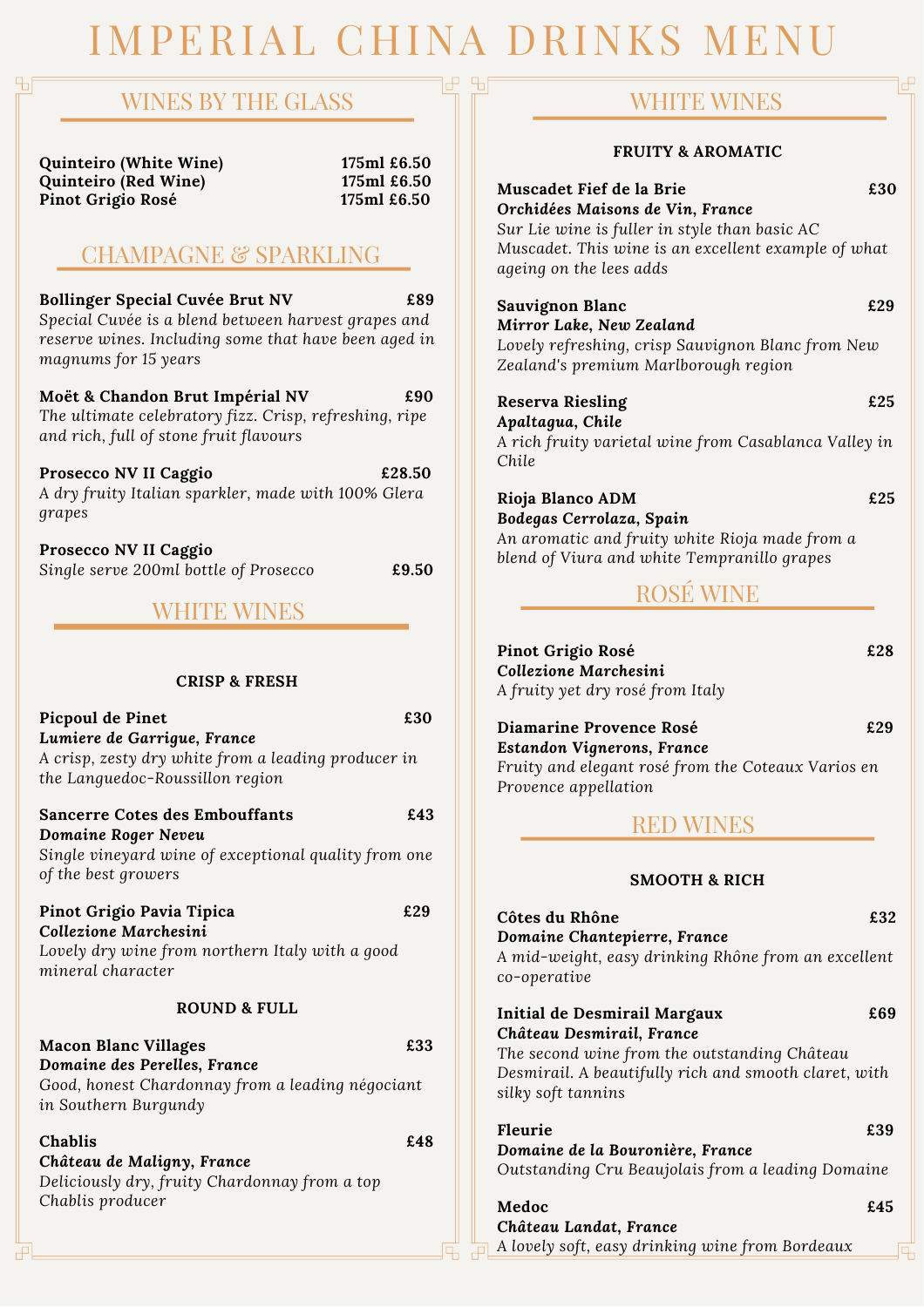# IMPERIAL CHINA DRINKS MENU

## WINES BY THE GLASS

| | |
|---|---|
| **Quinteiro (White Wine)** | **175ml £6.50** |
| **Quinteiro (Red Wine)** | **175ml £6.50** |
| **Pinot Grigio Rosé** | **175ml £6.50** |

## CHAMPAGNE & SPARKLING

**Bollinger Special Cuvée Brut NV** **£89**
*Special Cuvée is a blend between harvest grapes and reserve wines. Including some that have been aged in magnums for 15 years*

**Moët & Chandon Brut Impérial NV** **£90**
*The ultimate celebratory fizz. Crisp, refreshing, ripe and rich, full of stone fruit flavours*

**Prosecco NV II Caggio** **£28.50**
*A dry fruity Italian sparkler, made with 100% Glera grapes*

**Prosecco NV II Caggio**
*Single serve 200ml bottle of Prosecco* **£9.50**

## WHITE WINES

### CRISP & FRESH

**Picpoul de Pinet** **£30**
***Lumiere de Garrigue, France***
*A crisp, zesty dry white from a leading producer in the Languedoc-Roussillon region*

**Sancerre Cotes des Embouffants** **£43**
***Domaine Roger Neveu***
*Single vineyard wine of exceptional quality from one of the best growers*

**Pinot Grigio Pavia Tipica** **£29**
***Collezione Marchesini***
*Lovely dry wine from northern Italy with a good mineral character*

### ROUND & FULL

**Macon Blanc Villages** **£33**
***Domaine des Perelles, France***
*Good, honest Chardonnay from a leading négociant in Southern Burgundy*

**Chablis** **£48**
***Château de Maligny, France***
*Deliciously dry, fruity Chardonnay from a top Chablis producer*

## WHITE WINES

### FRUITY & AROMATIC

**Muscadet Fief de la Brie** **£30**
***Orchidées Maisons de Vin, France***
*Sur Lie wine is fuller in style than basic AC Muscadet. This wine is an excellent example of what ageing on the lees adds*

**Sauvignon Blanc** **£29**
***Mirror Lake, New Zealand***
*Lovely refreshing, crisp Sauvignon Blanc from New Zealand's premium Marlborough region*

**Reserva Riesling** **£25**
***Apaltagua, Chile***
*A rich fruity varietal wine from Casablanca Valley in Chile*

**Rioja Blanco ADM** **£25**
***Bodegas Cerrolaza, Spain***
*An aromatic and fruity white Rioja made from a blend of Viura and white Tempranillo grapes*

## ROSÉ WINE

**Pinot Grigio Rosé** **£28**
***Collezione Marchesini***
*A fruity yet dry rosé from Italy*

**Diamarine Provence Rosé** **£29**
***Estandon Vignerons, France***
*Fruity and elegant rosé from the Coteaux Varios en Provence appellation*

## RED WINES

### SMOOTH & RICH

**Côtes du Rhône** **£32**
***Domaine Chantepierre, France***
*A mid-weight, easy drinking Rhône from an excellent co-operative*

**Initial de Desmirail Margaux** **£69**
***Château Desmirail, France***
*The second wine from the outstanding Château Desmirail. A beautifully rich and smooth claret, with silky soft tannins*

**Fleurie** **£39**
***Domaine de la Bouronière, France***
*Outstanding Cru Beaujolais from a leading Domaine*

**Medoc** **£45**
***Château Landat, France***
*A lovely soft, easy drinking wine from Bordeaux*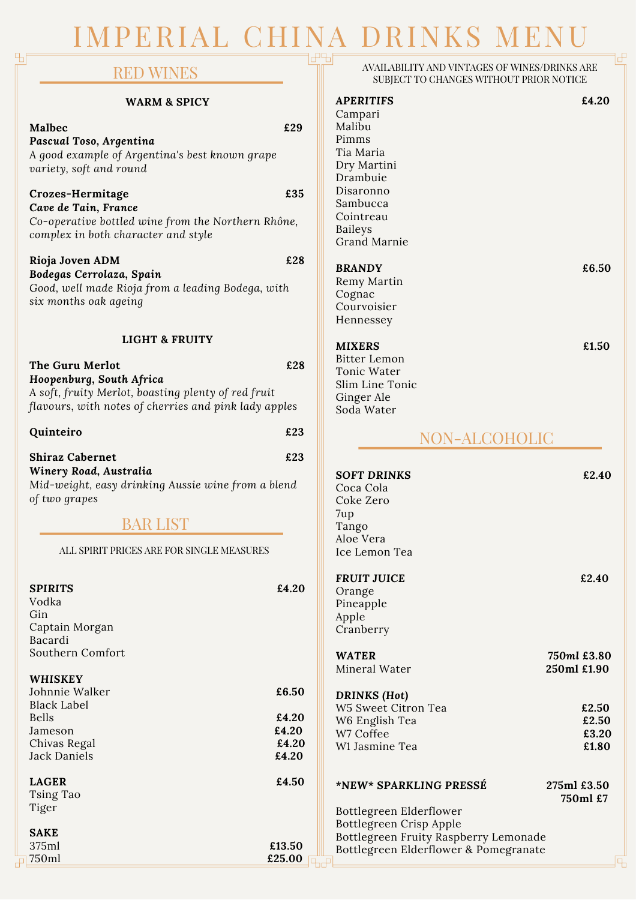# IMPERIAL CHINA DRINKS MENU

## RED WINES

### WARM & SPICY

**Malbec** **£29**
***Pascual Toso, Argentina***
*A good example of Argentina's best known grape variety, soft and round*

**Crozes-Hermitage** **£35**
***Cave de Tain, France***
*Co-operative bottled wine from the Northern Rhône, complex in both character and style*

**Rioja Joven ADM** **£28**
***Bodegas Cerrolaza, Spain***
*Good, well made Rioja from a leading Bodega, with six months oak ageing*

### LIGHT & FRUITY

**The Guru Merlot** **£28**
***Hoopenburg, South Africa***
*A soft, fruity Merlot, boasting plenty of red fruit flavours, with notes of cherries and pink lady apples*

**Quinteiro** **£23**

**Shiraz Cabernet** **£23**
***Winery Road, Australia***
*Mid-weight, easy drinking Aussie wine from a blend of two grapes*

## BAR LIST

ALL SPIRIT PRICES ARE FOR SINGLE MEASURES

**SPIRITS** **£4.20**
Vodka
Gin
Captain Morgan
Bacardi
Southern Comfort

**WHISKEY**

| | |
|---|---|
| Johnnie Walker Black Label | **£6.50** |
| Bells | **£4.20** |
| Jameson | **£4.20** |
| Chivas Regal | **£4.20** |
| Jack Daniels | **£4.20** |

**LAGER** **£4.50**
Tsing Tao
Tiger

**SAKE**

| | |
|---|---|
| 375ml | **£13.50** |
| 750ml | **£25.00** |

AVAILABILITY AND VINTAGES OF WINES/DRINKS ARE SUBJECT TO CHANGES WITHOUT PRIOR NOTICE

**APERITIFS** **£4.20**
Campari
Malibu
Pimms
Tia Maria
Dry Martini
Drambuie
Disaronno
Sambucca
Cointreau
Baileys
Grand Marnie

**BRANDY** **£6.50**
Remy Martin
Cognac
Courvoisier
Hennessey

**MIXERS** **£1.50**
Bitter Lemon
Tonic Water
Slim Line Tonic
Ginger Ale
Soda Water

## NON-ALCOHOLIC

**SOFT DRINKS** **£2.40**
Coca Cola
Coke Zero
7up
Tango
Aloe Vera
Ice Lemon Tea

**FRUIT JUICE** **£2.40**
Orange
Pineapple
Apple
Cranberry

**WATER**
Mineral Water

| | |
|---|---|
| 750ml | **£3.80** |
| 250ml | **£1.90** |

**DRINKS (*Hot*)**

| | |
|---|---|
| W5 Sweet Citron Tea | **£2.50** |
| W6 English Tea | **£2.50** |
| W7 Coffee | **£3.20** |
| W1 Jasmine Tea | **£1.80** |

**\*NEW\* SPARKLING PRESSÉ** **275ml £3.50** **750ml £7**
Bottlegreen Elderflower
Bottlegreen Crisp Apple
Bottlegreen Fruity Raspberry Lemonade
Bottlegreen Elderflower & Pomegranate